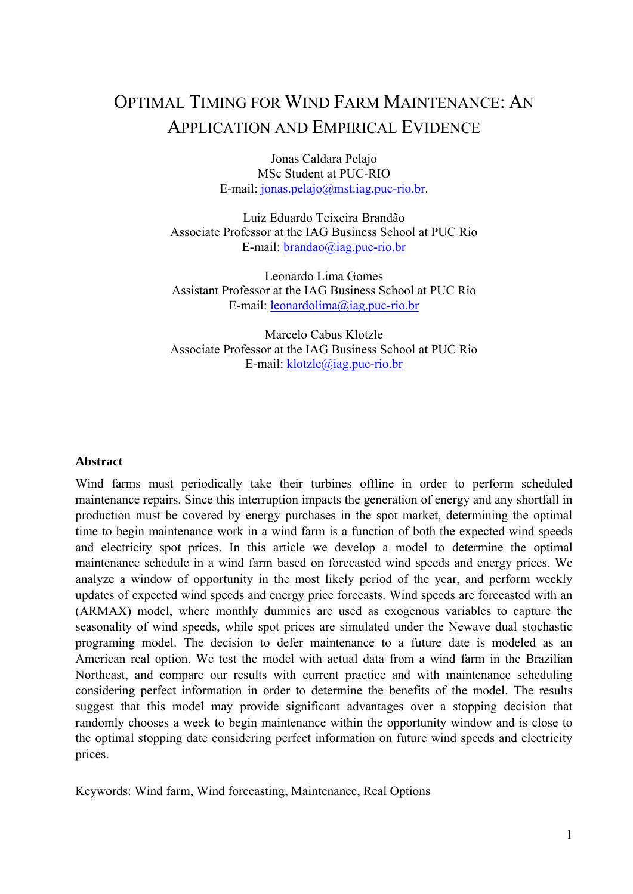# Optimal Timing for Wind Farm Maintenance: An Application and Empirical Evidence

Jonas Caldara Pelajo
MSc Student at PUC-RIO
E-mail: jonas.pelajo@mst.iag.puc-rio.br.

Luiz Eduardo Teixeira Brandão
Associate Professor at the IAG Business School at PUC Rio
E-mail: brandao@iag.puc-rio.br

Leonardo Lima Gomes
Assistant Professor at the IAG Business School at PUC Rio
E-mail: leonardolima@iag.puc-rio.br

Marcelo Cabus Klotzle
Associate Professor at the IAG Business School at PUC Rio
E-mail: klotzle@iag.puc-rio.br

**Abstract**

Wind farms must periodically take their turbines offline in order to perform scheduled maintenance repairs. Since this interruption impacts the generation of energy and any shortfall in production must be covered by energy purchases in the spot market, determining the optimal time to begin maintenance work in a wind farm is a function of both the expected wind speeds and electricity spot prices. In this article we develop a model to determine the optimal maintenance schedule in a wind farm based on forecasted wind speeds and energy prices. We analyze a window of opportunity in the most likely period of the year, and perform weekly updates of expected wind speeds and energy price forecasts. Wind speeds are forecasted with an (ARMAX) model, where monthly dummies are used as exogenous variables to capture the seasonality of wind speeds, while spot prices are simulated under the Newave dual stochastic programing model. The decision to defer maintenance to a future date is modeled as an American real option. We test the model with actual data from a wind farm in the Brazilian Northeast, and compare our results with current practice and with maintenance scheduling considering perfect information in order to determine the benefits of the model. The results suggest that this model may provide significant advantages over a stopping decision that randomly chooses a week to begin maintenance within the opportunity window and is close to the optimal stopping date considering perfect information on future wind speeds and electricity prices.

Keywords: Wind farm, Wind forecasting, Maintenance, Real Options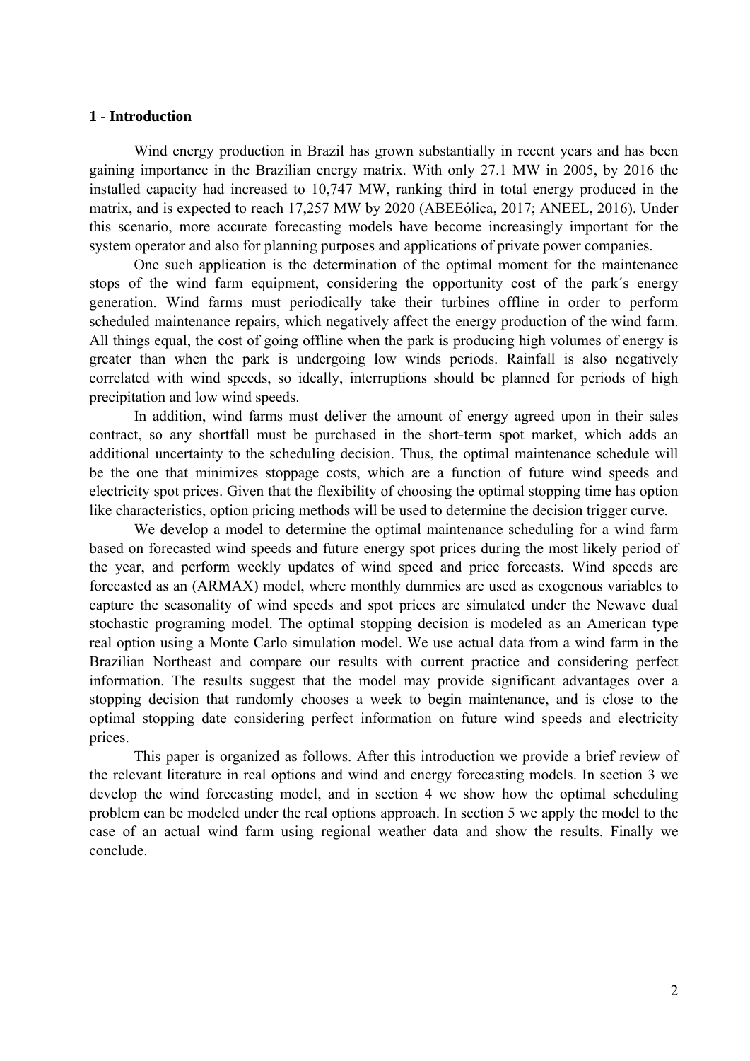## 1 - Introduction

Wind energy production in Brazil has grown substantially in recent years and has been gaining importance in the Brazilian energy matrix. With only 27.1 MW in 2005, by 2016 the installed capacity had increased to 10,747 MW, ranking third in total energy produced in the matrix, and is expected to reach 17,257 MW by 2020 (ABEEólica, 2017; ANEEL, 2016). Under this scenario, more accurate forecasting models have become increasingly important for the system operator and also for planning purposes and applications of private power companies.

One such application is the determination of the optimal moment for the maintenance stops of the wind farm equipment, considering the opportunity cost of the park´s energy generation. Wind farms must periodically take their turbines offline in order to perform scheduled maintenance repairs, which negatively affect the energy production of the wind farm. All things equal, the cost of going offline when the park is producing high volumes of energy is greater than when the park is undergoing low winds periods. Rainfall is also negatively correlated with wind speeds, so ideally, interruptions should be planned for periods of high precipitation and low wind speeds.

In addition, wind farms must deliver the amount of energy agreed upon in their sales contract, so any shortfall must be purchased in the short-term spot market, which adds an additional uncertainty to the scheduling decision. Thus, the optimal maintenance schedule will be the one that minimizes stoppage costs, which are a function of future wind speeds and electricity spot prices. Given that the flexibility of choosing the optimal stopping time has option like characteristics, option pricing methods will be used to determine the decision trigger curve.

We develop a model to determine the optimal maintenance scheduling for a wind farm based on forecasted wind speeds and future energy spot prices during the most likely period of the year, and perform weekly updates of wind speed and price forecasts. Wind speeds are forecasted as an (ARMAX) model, where monthly dummies are used as exogenous variables to capture the seasonality of wind speeds and spot prices are simulated under the Newave dual stochastic programing model. The optimal stopping decision is modeled as an American type real option using a Monte Carlo simulation model. We use actual data from a wind farm in the Brazilian Northeast and compare our results with current practice and considering perfect information. The results suggest that the model may provide significant advantages over a stopping decision that randomly chooses a week to begin maintenance, and is close to the optimal stopping date considering perfect information on future wind speeds and electricity prices.

This paper is organized as follows. After this introduction we provide a brief review of the relevant literature in real options and wind and energy forecasting models. In section 3 we develop the wind forecasting model, and in section 4 we show how the optimal scheduling problem can be modeled under the real options approach. In section 5 we apply the model to the case of an actual wind farm using regional weather data and show the results. Finally we conclude.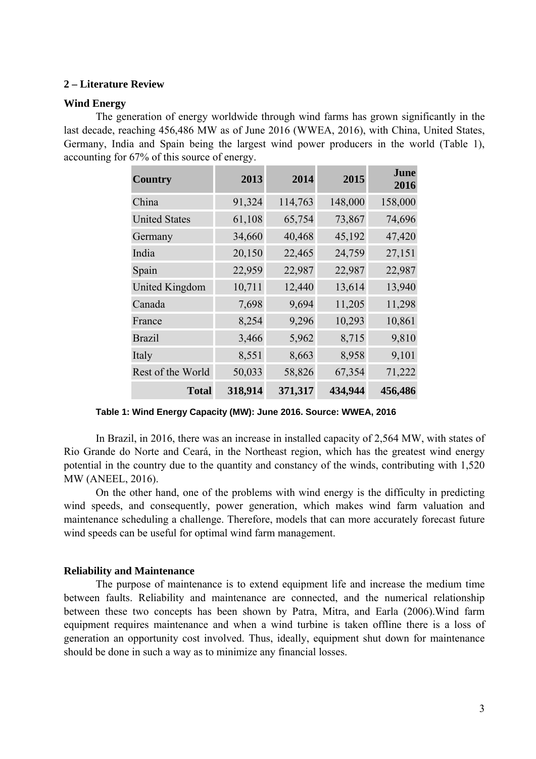## 2 – Literature Review

### Wind Energy

The generation of energy worldwide through wind farms has grown significantly in the last decade, reaching 456,486 MW as of June 2016 (WWEA, 2016), with China, United States, Germany, India and Spain being the largest wind power producers in the world (Table 1), accounting for 67% of this source of energy.

| Country | 2013 | 2014 | 2015 | June 2016 |
|---|---|---|---|---|
| China | 91,324 | 114,763 | 148,000 | 158,000 |
| United States | 61,108 | 65,754 | 73,867 | 74,696 |
| Germany | 34,660 | 40,468 | 45,192 | 47,420 |
| India | 20,150 | 22,465 | 24,759 | 27,151 |
| Spain | 22,959 | 22,987 | 22,987 | 22,987 |
| United Kingdom | 10,711 | 12,440 | 13,614 | 13,940 |
| Canada | 7,698 | 9,694 | 11,205 | 11,298 |
| France | 8,254 | 9,296 | 10,293 | 10,861 |
| Brazil | 3,466 | 5,962 | 8,715 | 9,810 |
| Italy | 8,551 | 8,663 | 8,958 | 9,101 |
| Rest of the World | 50,033 | 58,826 | 67,354 | 71,222 |
| **Total** | **318,914** | **371,317** | **434,944** | **456,486** |

**Table 1: Wind Energy Capacity (MW): June 2016. Source: WWEA, 2016**

In Brazil, in 2016, there was an increase in installed capacity of 2,564 MW, with states of Rio Grande do Norte and Ceará, in the Northeast region, which has the greatest wind energy potential in the country due to the quantity and constancy of the winds, contributing with 1,520 MW (ANEEL, 2016).

On the other hand, one of the problems with wind energy is the difficulty in predicting wind speeds, and consequently, power generation, which makes wind farm valuation and maintenance scheduling a challenge. Therefore, models that can more accurately forecast future wind speeds can be useful for optimal wind farm management.

### Reliability and Maintenance

The purpose of maintenance is to extend equipment life and increase the medium time between faults. Reliability and maintenance are connected, and the numerical relationship between these two concepts has been shown by Patra, Mitra, and Earla (2006).Wind farm equipment requires maintenance and when a wind turbine is taken offline there is a loss of generation an opportunity cost involved. Thus, ideally, equipment shut down for maintenance should be done in such a way as to minimize any financial losses.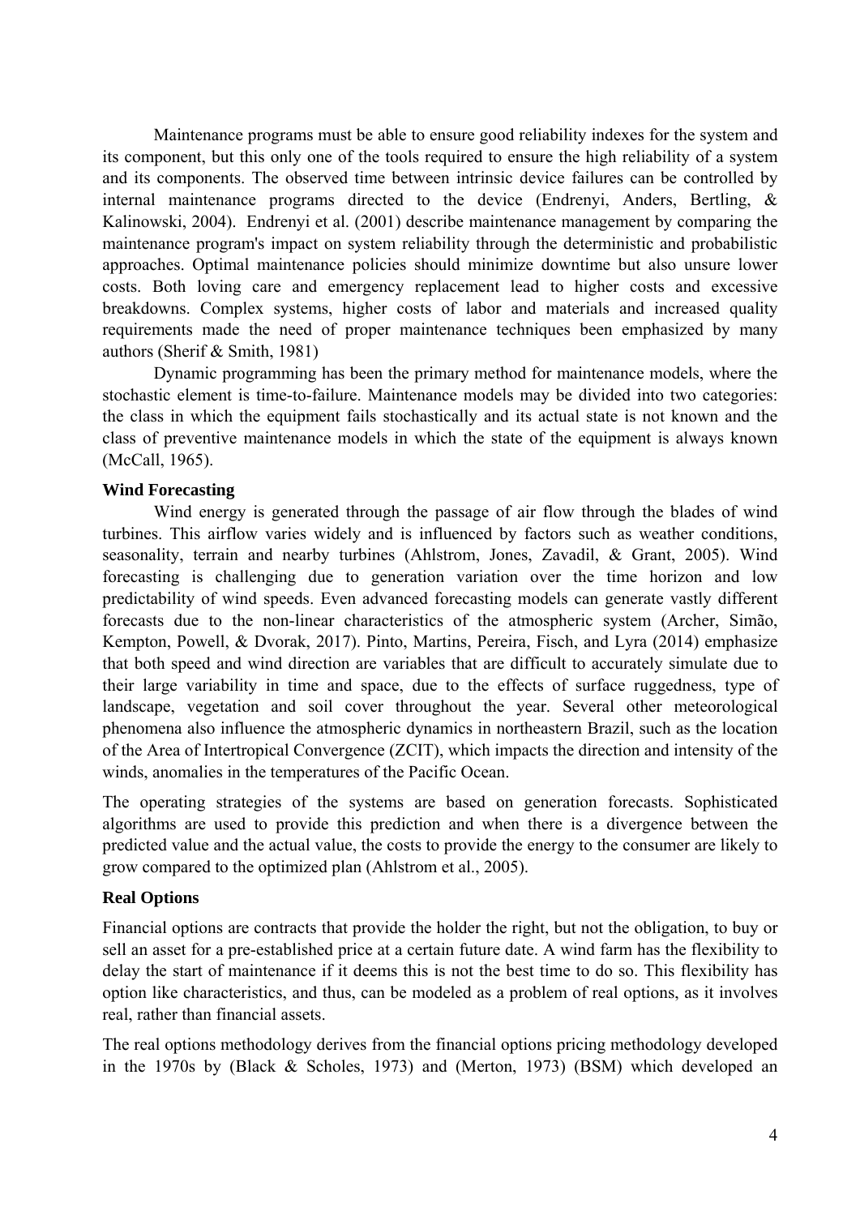Maintenance programs must be able to ensure good reliability indexes for the system and its component, but this only one of the tools required to ensure the high reliability of a system and its components. The observed time between intrinsic device failures can be controlled by internal maintenance programs directed to the device (Endrenyi, Anders, Bertling, & Kalinowski, 2004). Endrenyi et al. (2001) describe maintenance management by comparing the maintenance program's impact on system reliability through the deterministic and probabilistic approaches. Optimal maintenance policies should minimize downtime but also unsure lower costs. Both loving care and emergency replacement lead to higher costs and excessive breakdowns. Complex systems, higher costs of labor and materials and increased quality requirements made the need of proper maintenance techniques been emphasized by many authors (Sherif & Smith, 1981)

Dynamic programming has been the primary method for maintenance models, where the stochastic element is time-to-failure. Maintenance models may be divided into two categories: the class in which the equipment fails stochastically and its actual state is not known and the class of preventive maintenance models in which the state of the equipment is always known (McCall, 1965).

**Wind Forecasting**

Wind energy is generated through the passage of air flow through the blades of wind turbines. This airflow varies widely and is influenced by factors such as weather conditions, seasonality, terrain and nearby turbines (Ahlstrom, Jones, Zavadil, & Grant, 2005). Wind forecasting is challenging due to generation variation over the time horizon and low predictability of wind speeds. Even advanced forecasting models can generate vastly different forecasts due to the non-linear characteristics of the atmospheric system (Archer, Simão, Kempton, Powell, & Dvorak, 2017). Pinto, Martins, Pereira, Fisch, and Lyra (2014) emphasize that both speed and wind direction are variables that are difficult to accurately simulate due to their large variability in time and space, due to the effects of surface ruggedness, type of landscape, vegetation and soil cover throughout the year. Several other meteorological phenomena also influence the atmospheric dynamics in northeastern Brazil, such as the location of the Area of Intertropical Convergence (ZCIT), which impacts the direction and intensity of the winds, anomalies in the temperatures of the Pacific Ocean.

The operating strategies of the systems are based on generation forecasts. Sophisticated algorithms are used to provide this prediction and when there is a divergence between the predicted value and the actual value, the costs to provide the energy to the consumer are likely to grow compared to the optimized plan (Ahlstrom et al., 2005).

**Real Options**

Financial options are contracts that provide the holder the right, but not the obligation, to buy or sell an asset for a pre-established price at a certain future date. A wind farm has the flexibility to delay the start of maintenance if it deems this is not the best time to do so. This flexibility has option like characteristics, and thus, can be modeled as a problem of real options, as it involves real, rather than financial assets.

The real options methodology derives from the financial options pricing methodology developed in the 1970s by (Black & Scholes, 1973) and (Merton, 1973) (BSM) which developed an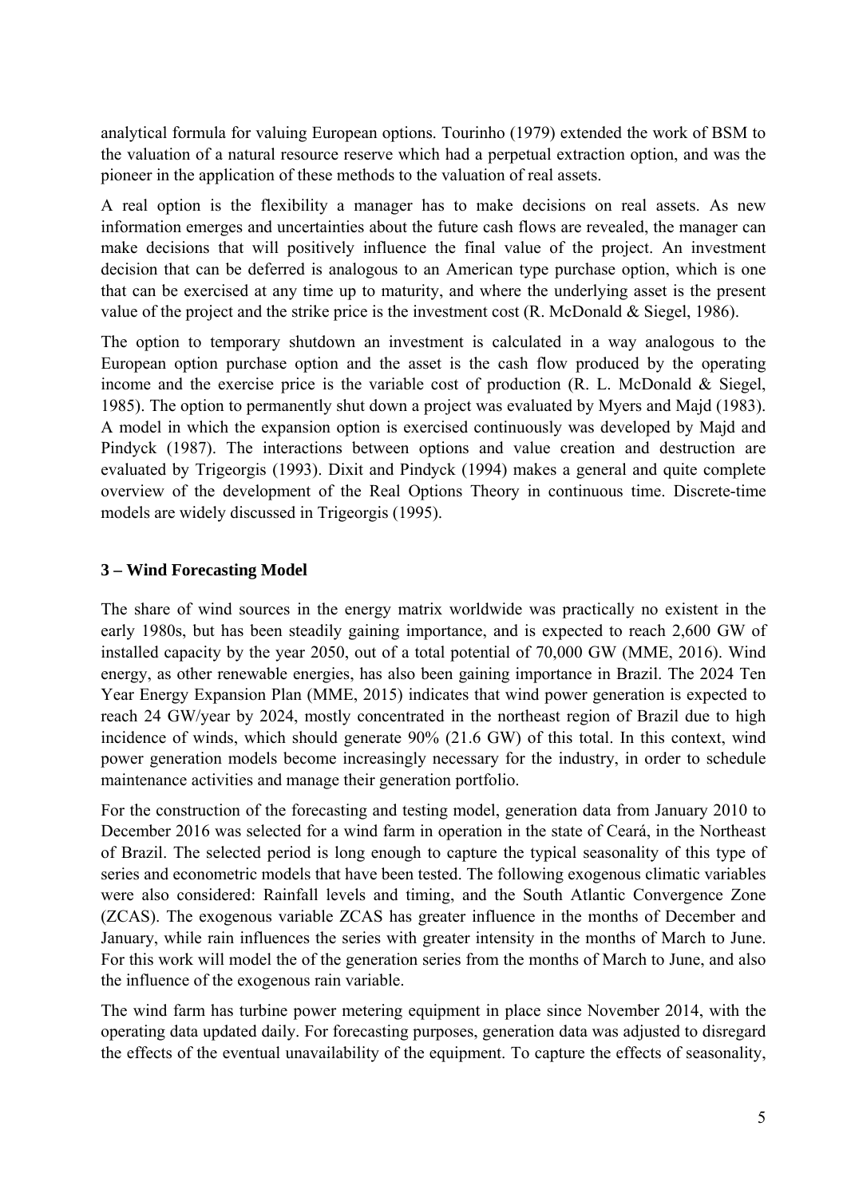analytical formula for valuing European options. Tourinho (1979) extended the work of BSM to the valuation of a natural resource reserve which had a perpetual extraction option, and was the pioneer in the application of these methods to the valuation of real assets.

A real option is the flexibility a manager has to make decisions on real assets. As new information emerges and uncertainties about the future cash flows are revealed, the manager can make decisions that will positively influence the final value of the project. An investment decision that can be deferred is analogous to an American type purchase option, which is one that can be exercised at any time up to maturity, and where the underlying asset is the present value of the project and the strike price is the investment cost (R. McDonald & Siegel, 1986).

The option to temporary shutdown an investment is calculated in a way analogous to the European option purchase option and the asset is the cash flow produced by the operating income and the exercise price is the variable cost of production (R. L. McDonald & Siegel, 1985). The option to permanently shut down a project was evaluated by Myers and Majd (1983). A model in which the expansion option is exercised continuously was developed by Majd and Pindyck (1987). The interactions between options and value creation and destruction are evaluated by Trigeorgis (1993). Dixit and Pindyck (1994) makes a general and quite complete overview of the development of the Real Options Theory in continuous time. Discrete-time models are widely discussed in Trigeorgis (1995).

## 3 – Wind Forecasting Model

The share of wind sources in the energy matrix worldwide was practically no existent in the early 1980s, but has been steadily gaining importance, and is expected to reach 2,600 GW of installed capacity by the year 2050, out of a total potential of 70,000 GW (MME, 2016). Wind energy, as other renewable energies, has also been gaining importance in Brazil. The 2024 Ten Year Energy Expansion Plan (MME, 2015) indicates that wind power generation is expected to reach 24 GW/year by 2024, mostly concentrated in the northeast region of Brazil due to high incidence of winds, which should generate 90% (21.6 GW) of this total. In this context, wind power generation models become increasingly necessary for the industry, in order to schedule maintenance activities and manage their generation portfolio.

For the construction of the forecasting and testing model, generation data from January 2010 to December 2016 was selected for a wind farm in operation in the state of Ceará, in the Northeast of Brazil. The selected period is long enough to capture the typical seasonality of this type of series and econometric models that have been tested. The following exogenous climatic variables were also considered: Rainfall levels and timing, and the South Atlantic Convergence Zone (ZCAS). The exogenous variable ZCAS has greater influence in the months of December and January, while rain influences the series with greater intensity in the months of March to June. For this work will model the of the generation series from the months of March to June, and also the influence of the exogenous rain variable.

The wind farm has turbine power metering equipment in place since November 2014, with the operating data updated daily. For forecasting purposes, generation data was adjusted to disregard the effects of the eventual unavailability of the equipment. To capture the effects of seasonality,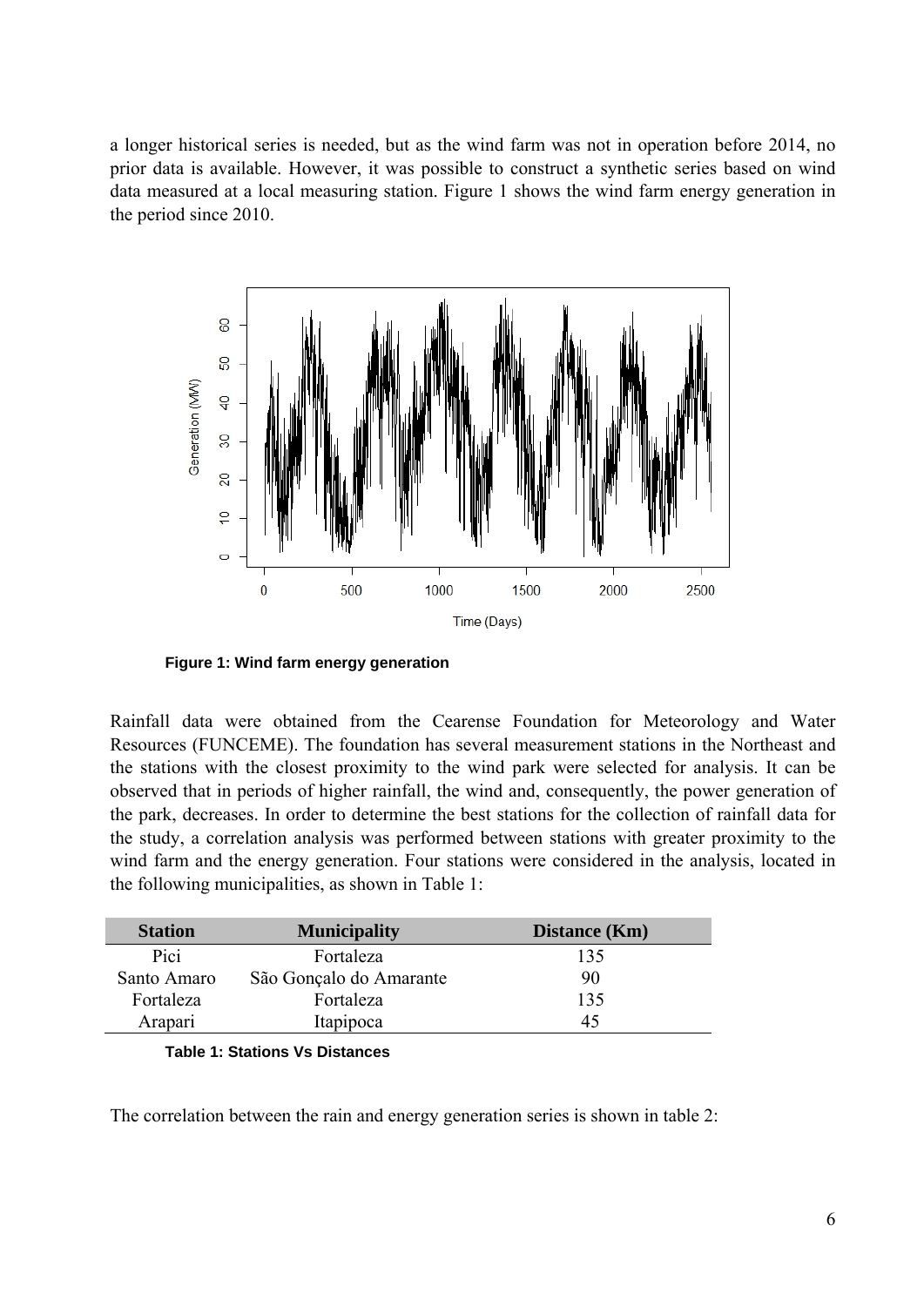a longer historical series is needed, but as the wind farm was not in operation before 2014, no prior data is available. However, it was possible to construct a synthetic series based on wind data measured at a local measuring station. Figure 1 shows the wind farm energy generation in the period since 2010.

**Figure 1: Wind farm energy generation**

Rainfall data were obtained from the Cearense Foundation for Meteorology and Water Resources (FUNCEME). The foundation has several measurement stations in the Northeast and the stations with the closest proximity to the wind park were selected for analysis. It can be observed that in periods of higher rainfall, the wind and, consequently, the power generation of the park, decreases. In order to determine the best stations for the collection of rainfall data for the study, a correlation analysis was performed between stations with greater proximity to the wind farm and the energy generation. Four stations were considered in the analysis, located in the following municipalities, as shown in Table 1:

| Station | Municipality | Distance (Km) |
| --- | --- | --- |
| Pici | Fortaleza | 135 |
| Santo Amaro | São Gonçalo do Amarante | 90 |
| Fortaleza | Fortaleza | 135 |
| Arapari | Itapipoca | 45 |

**Table 1: Stations Vs Distances**

The correlation between the rain and energy generation series is shown in table 2: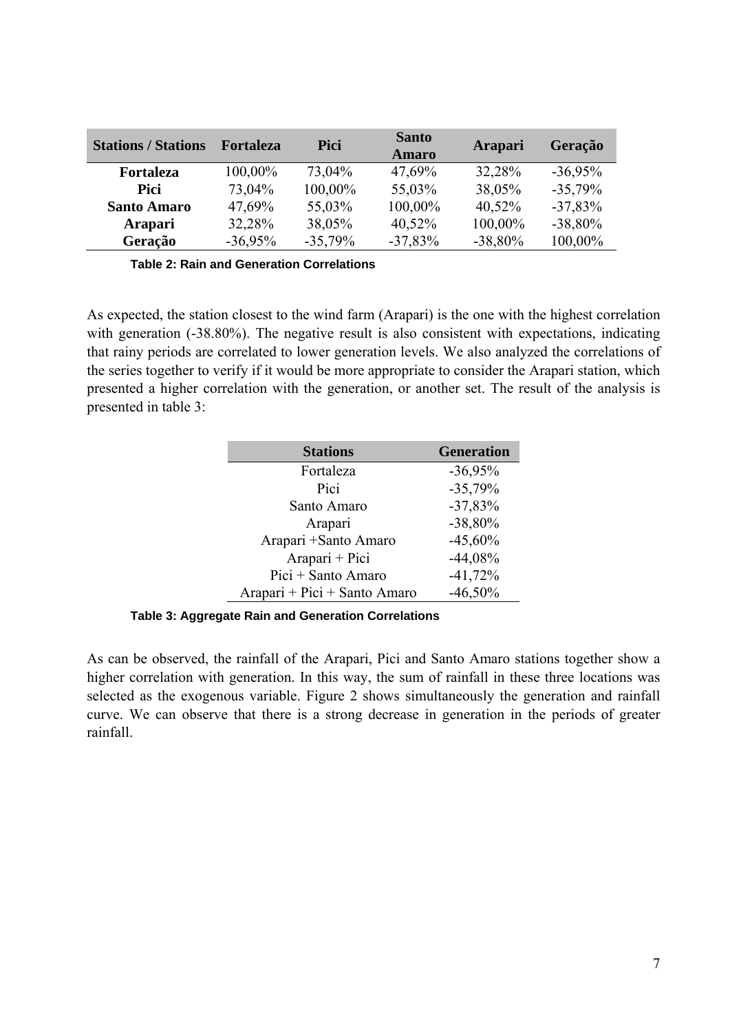| Stations / Stations | Fortaleza | Pici | Santo Amaro | Arapari | Geração |
|---|---|---|---|---|---|
| **Fortaleza** | 100,00% | 73,04% | 47,69% | 32,28% | -36,95% |
| **Pici** | 73,04% | 100,00% | 55,03% | 38,05% | -35,79% |
| **Santo Amaro** | 47,69% | 55,03% | 100,00% | 40,52% | -37,83% |
| **Arapari** | 32,28% | 38,05% | 40,52% | 100,00% | -38,80% |
| **Geração** | -36,95% | -35,79% | -37,83% | -38,80% | 100,00% |

**Table 2: Rain and Generation Correlations**

As expected, the station closest to the wind farm (Arapari) is the one with the highest correlation with generation (-38.80%). The negative result is also consistent with expectations, indicating that rainy periods are correlated to lower generation levels. We also analyzed the correlations of the series together to verify if it would be more appropriate to consider the Arapari station, which presented a higher correlation with the generation, or another set. The result of the analysis is presented in table 3:

| Stations | Generation |
|---|---|
| Fortaleza | -36,95% |
| Pici | -35,79% |
| Santo Amaro | -37,83% |
| Arapari | -38,80% |
| Arapari +Santo Amaro | -45,60% |
| Arapari + Pici | -44,08% |
| Pici + Santo Amaro | -41,72% |
| Arapari + Pici + Santo Amaro | -46,50% |

**Table 3: Aggregate Rain and Generation Correlations**

As can be observed, the rainfall of the Arapari, Pici and Santo Amaro stations together show a higher correlation with generation. In this way, the sum of rainfall in these three locations was selected as the exogenous variable. Figure 2 shows simultaneously the generation and rainfall curve. We can observe that there is a strong decrease in generation in the periods of greater rainfall.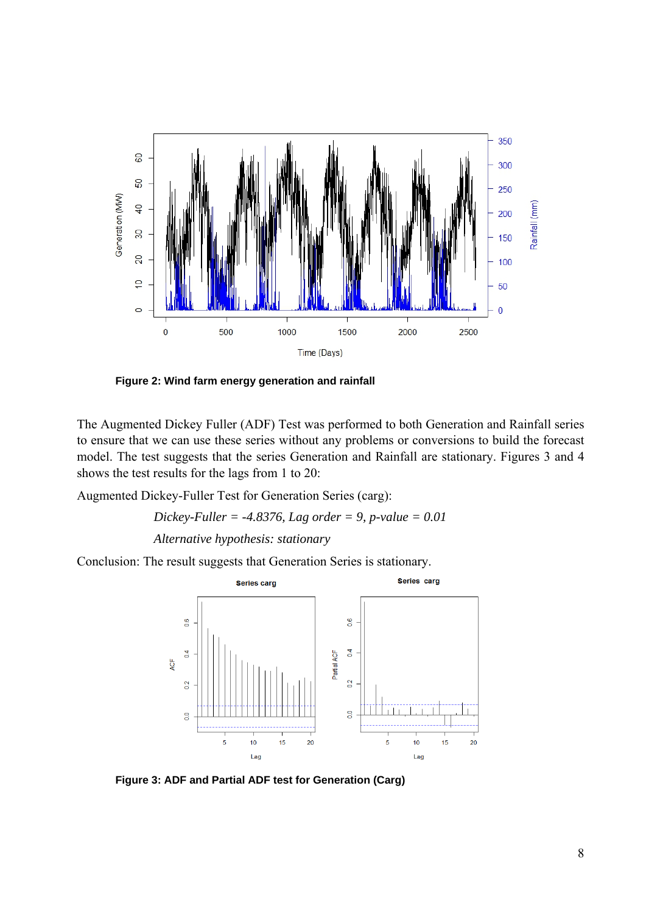**Figure 2: Wind farm energy generation and rainfall**

The Augmented Dickey Fuller (ADF) Test was performed to both Generation and Rainfall series to ensure that we can use these series without any problems or conversions to build the forecast model. The test suggests that the series Generation and Rainfall are stationary. Figures 3 and 4 shows the test results for the lags from 1 to 20:

Augmented Dickey-Fuller Test for Generation Series (carg):

*Dickey-Fuller = -4.8376, Lag order = 9, p-value = 0.01*

*Alternative hypothesis: stationary*

Conclusion: The result suggests that Generation Series is stationary.

**Figure 3: ADF and Partial ADF test for Generation (Carg)**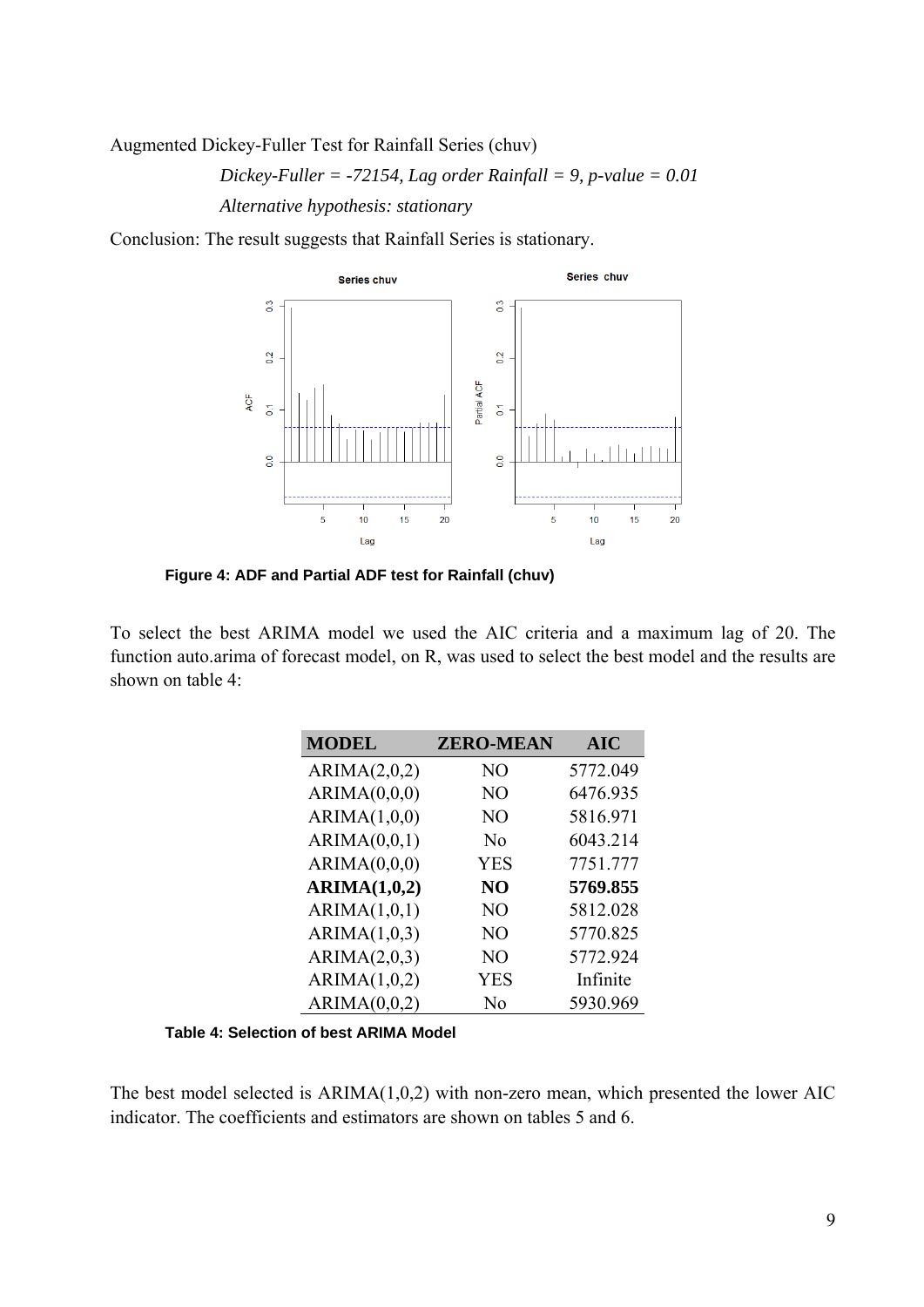Augmented Dickey-Fuller Test for Rainfall Series (chuv)

*Dickey-Fuller = -72154, Lag order Rainfall = 9, p-value = 0.01*

*Alternative hypothesis: stationary*

Conclusion: The result suggests that Rainfall Series is stationary.

**Figure 4: ADF and Partial ADF test for Rainfall (chuv)**

To select the best ARIMA model we used the AIC criteria and a maximum lag of 20. The function auto.arima of forecast model, on R, was used to select the best model and the results are shown on table 4:

| MODEL | ZERO-MEAN | AIC |
|---|---|---|
| ARIMA(2,0,2) | NO | 5772.049 |
| ARIMA(0,0,0) | NO | 6476.935 |
| ARIMA(1,0,0) | NO | 5816.971 |
| ARIMA(0,0,1) | No | 6043.214 |
| ARIMA(0,0,0) | YES | 7751.777 |
| **ARIMA(1,0,2)** | **NO** | **5769.855** |
| ARIMA(1,0,1) | NO | 5812.028 |
| ARIMA(1,0,3) | NO | 5770.825 |
| ARIMA(2,0,3) | NO | 5772.924 |
| ARIMA(1,0,2) | YES | Infinite |
| ARIMA(0,0,2) | No | 5930.969 |

**Table 4: Selection of best ARIMA Model**

The best model selected is ARIMA(1,0,2) with non-zero mean, which presented the lower AIC indicator. The coefficients and estimators are shown on tables 5 and 6.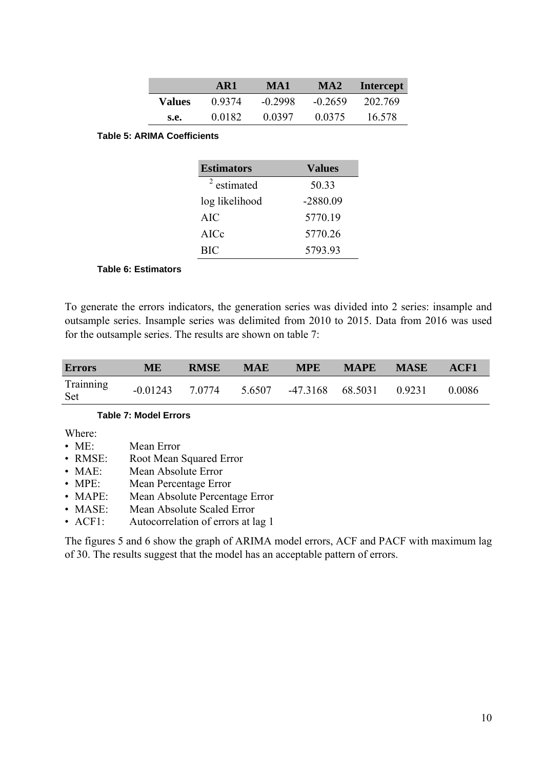| | AR1 | MA1 | MA2 | Intercept |
|---|---|---|---|---|
| **Values** | 0.9374 | -0.2998 | -0.2659 | 202.769 |
| **s.e.** | 0.0182 | 0.0397 | 0.0375 | 16.578 |

**Table 5: ARIMA Coefficients**

| Estimators | Values |
|---|---|
| $^2$ estimated | 50.33 |
| log likelihood | -2880.09 |
| AIC | 5770.19 |
| AICc | 5770.26 |
| BIC | 5793.93 |

**Table 6: Estimators**

To generate the errors indicators, the generation series was divided into 2 series: insample and outsample series. Insample series was delimited from 2010 to 2015. Data from 2016 was used for the outsample series. The results are shown on table 7:

| Errors | ME | RMSE | MAE | MPE | MAPE | MASE | ACF1 |
|---|---|---|---|---|---|---|---|
| Trainning Set | -0.01243 | 7.0774 | 5.6507 | -47.3168 | 68.5031 | 0.9231 | 0.0086 |

**Table 7: Model Errors**

Where:

- ME: Mean Error
- RMSE: Root Mean Squared Error
- MAE: Mean Absolute Error
- MPE: Mean Percentage Error
- MAPE: Mean Absolute Percentage Error
- MASE: Mean Absolute Scaled Error
- ACF1: Autocorrelation of errors at lag 1

The figures 5 and 6 show the graph of ARIMA model errors, ACF and PACF with maximum lag of 30. The results suggest that the model has an acceptable pattern of errors.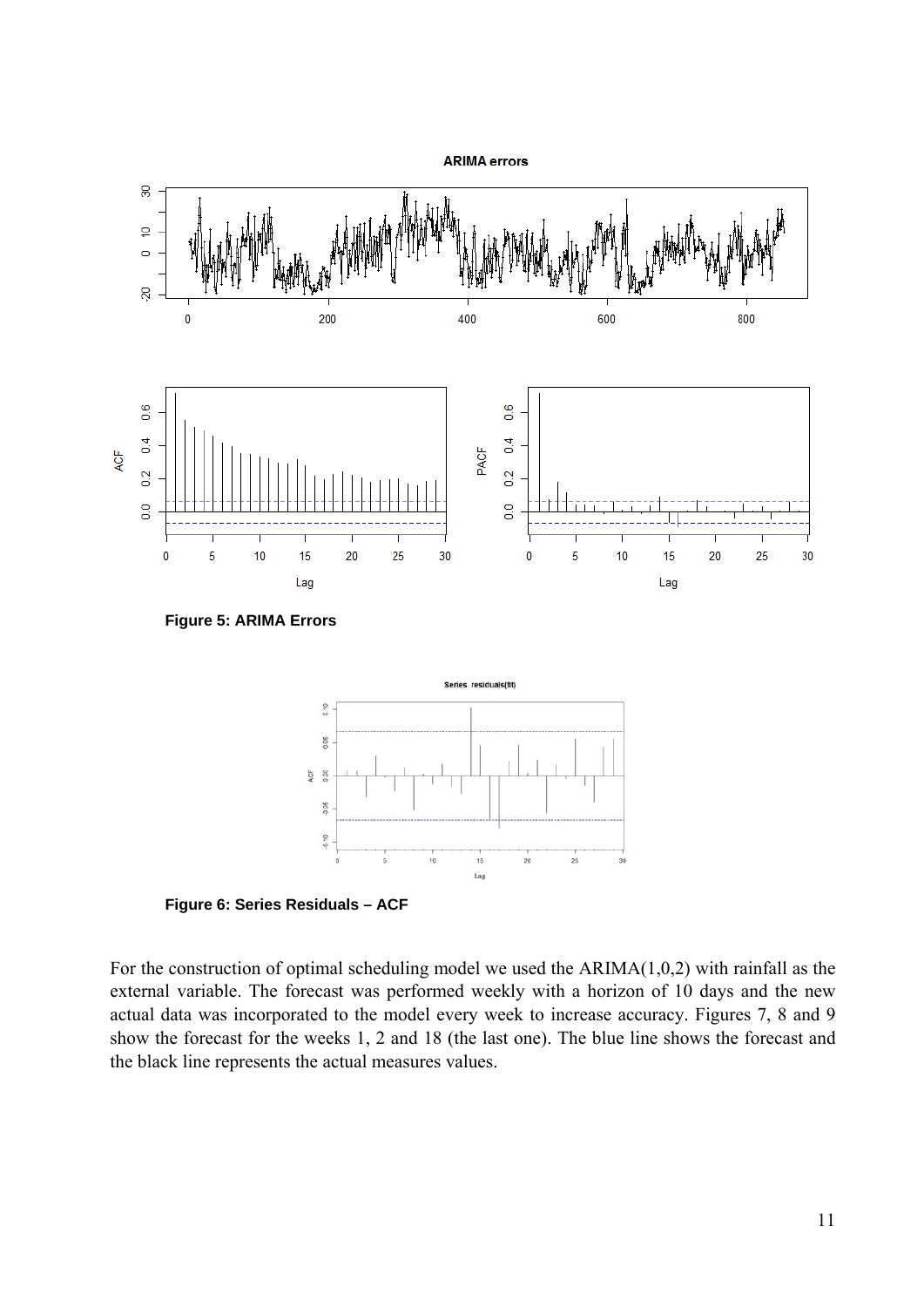**Figure 5: ARIMA Errors**

**Figure 6: Series Residuals – ACF**

For the construction of optimal scheduling model we used the ARIMA(1,0,2) with rainfall as the external variable. The forecast was performed weekly with a horizon of 10 days and the new actual data was incorporated to the model every week to increase accuracy. Figures 7, 8 and 9 show the forecast for the weeks 1, 2 and 18 (the last one). The blue line shows the forecast and the black line represents the actual measures values.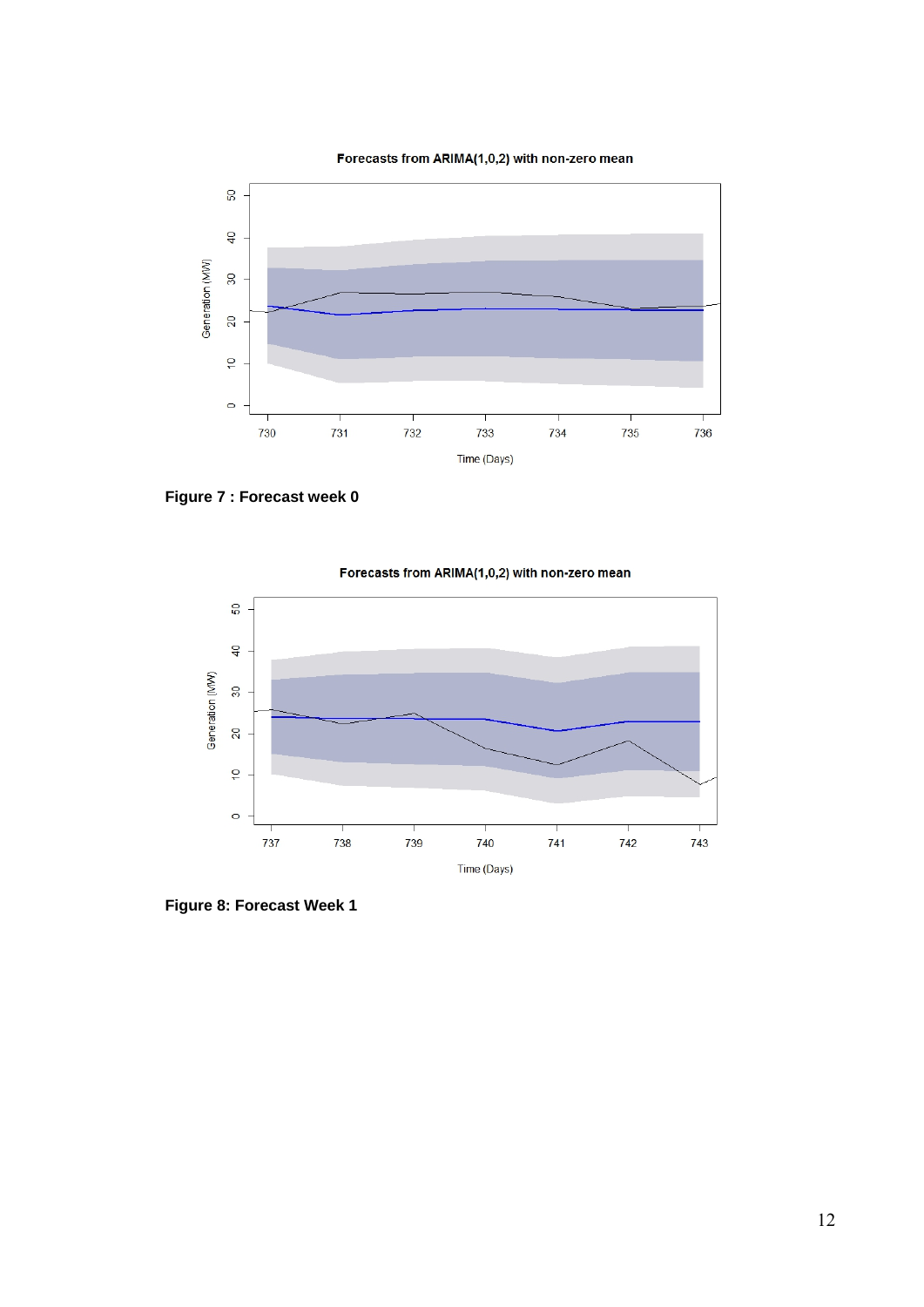Figure 7 : Forecast week 0

Figure 8: Forecast Week 1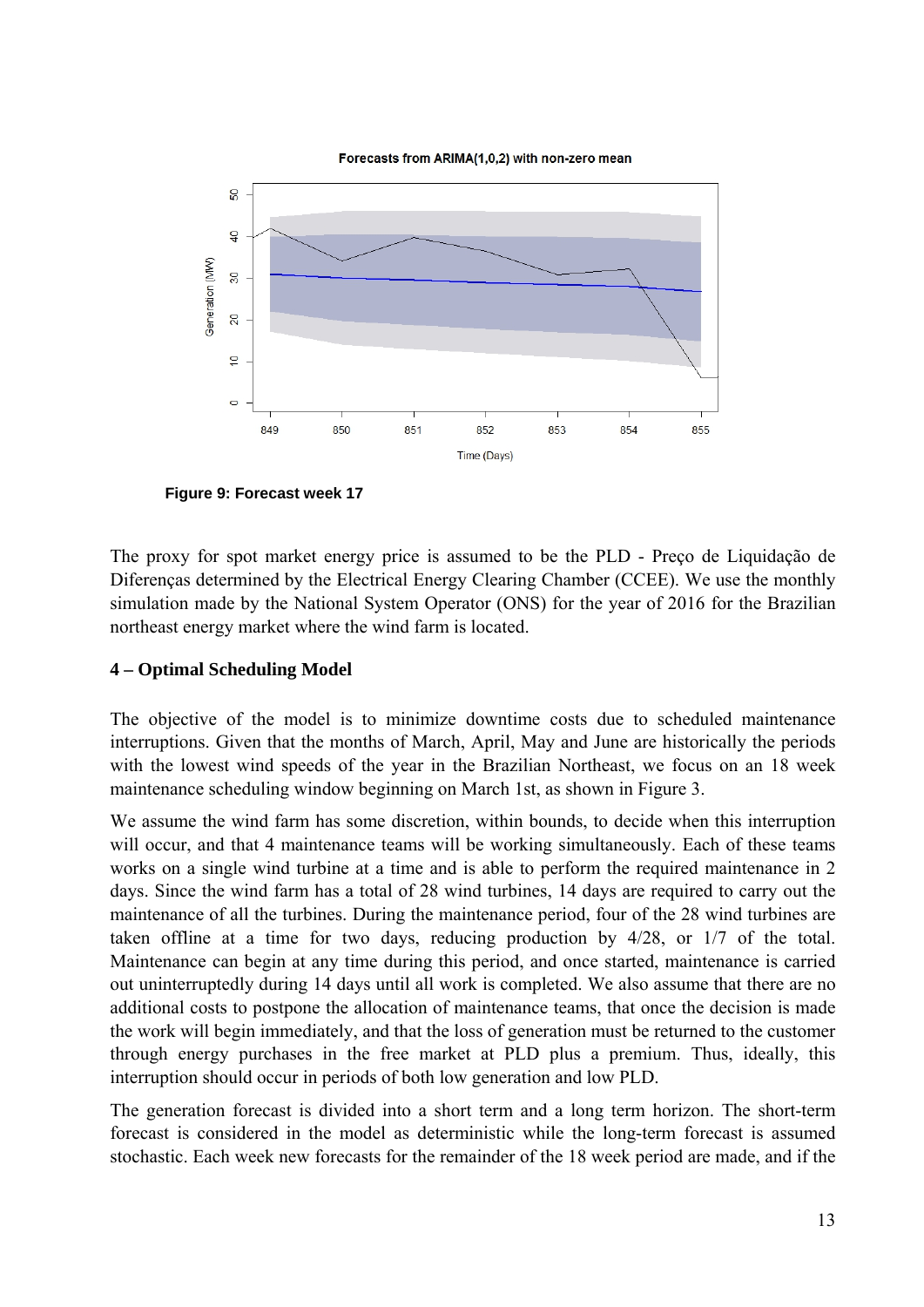Figure 9: Forecast week 17

The proxy for spot market energy price is assumed to be the PLD - Preço de Liquidação de Diferenças determined by the Electrical Energy Clearing Chamber (CCEE). We use the monthly simulation made by the National System Operator (ONS) for the year of 2016 for the Brazilian northeast energy market where the wind farm is located.

## 4 – Optimal Scheduling Model

The objective of the model is to minimize downtime costs due to scheduled maintenance interruptions. Given that the months of March, April, May and June are historically the periods with the lowest wind speeds of the year in the Brazilian Northeast, we focus on an 18 week maintenance scheduling window beginning on March 1st, as shown in Figure 3.

We assume the wind farm has some discretion, within bounds, to decide when this interruption will occur, and that 4 maintenance teams will be working simultaneously. Each of these teams works on a single wind turbine at a time and is able to perform the required maintenance in 2 days. Since the wind farm has a total of 28 wind turbines, 14 days are required to carry out the maintenance of all the turbines. During the maintenance period, four of the 28 wind turbines are taken offline at a time for two days, reducing production by 4/28, or 1/7 of the total. Maintenance can begin at any time during this period, and once started, maintenance is carried out uninterruptedly during 14 days until all work is completed. We also assume that there are no additional costs to postpone the allocation of maintenance teams, that once the decision is made the work will begin immediately, and that the loss of generation must be returned to the customer through energy purchases in the free market at PLD plus a premium. Thus, ideally, this interruption should occur in periods of both low generation and low PLD.

The generation forecast is divided into a short term and a long term horizon. The short-term forecast is considered in the model as deterministic while the long-term forecast is assumed stochastic. Each week new forecasts for the remainder of the 18 week period are made, and if the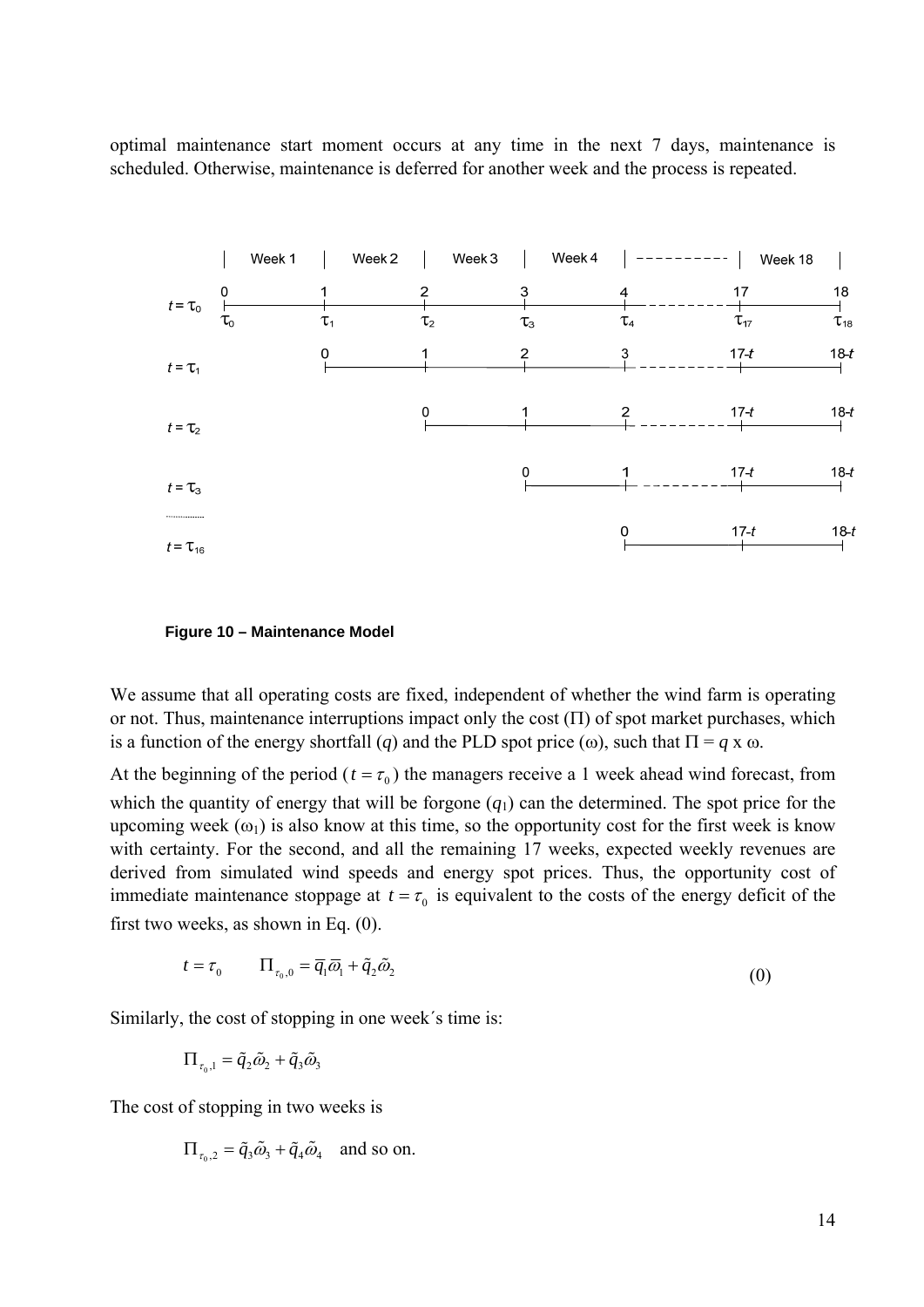optimal maintenance start moment occurs at any time in the next 7 days, maintenance is scheduled. Otherwise, maintenance is deferred for another week and the process is repeated.

**Figure 10 – Maintenance Model**

We assume that all operating costs are fixed, independent of whether the wind farm is operating or not. Thus, maintenance interruptions impact only the cost ($\Pi$) of spot market purchases, which is a function of the energy shortfall ($q$) and the PLD spot price ($\omega$), such that $\Pi = q \times \omega$.

At the beginning of the period ($t = \tau_0$) the managers receive a 1 week ahead wind forecast, from which the quantity of energy that will be forgone ($q_1$) can the determined. The spot price for the upcoming week ($\omega_1$) is also know at this time, so the opportunity cost for the first week is know with certainty. For the second, and all the remaining 17 weeks, expected weekly revenues are derived from simulated wind speeds and energy spot prices. Thus, the opportunity cost of immediate maintenance stoppage at $t = \tau_0$ is equivalent to the costs of the energy deficit of the first two weeks, as shown in Eq. (0).

$$t = \tau_0 \qquad \Pi_{\tau_0,0} = \overline{q}_1 \overline{\omega}_1 + \tilde{q}_2 \tilde{\omega}_2 \tag{0}$$

Similarly, the cost of stopping in one week´s time is:

$$\Pi_{\tau_0,1} = \tilde{q}_2 \tilde{\omega}_2 + \tilde{q}_3 \tilde{\omega}_3$$

The cost of stopping in two weeks is

$$\Pi_{\tau_0,2} = \tilde{q}_3 \tilde{\omega}_3 + \tilde{q}_4 \tilde{\omega}_4 \quad \text{and so on.}$$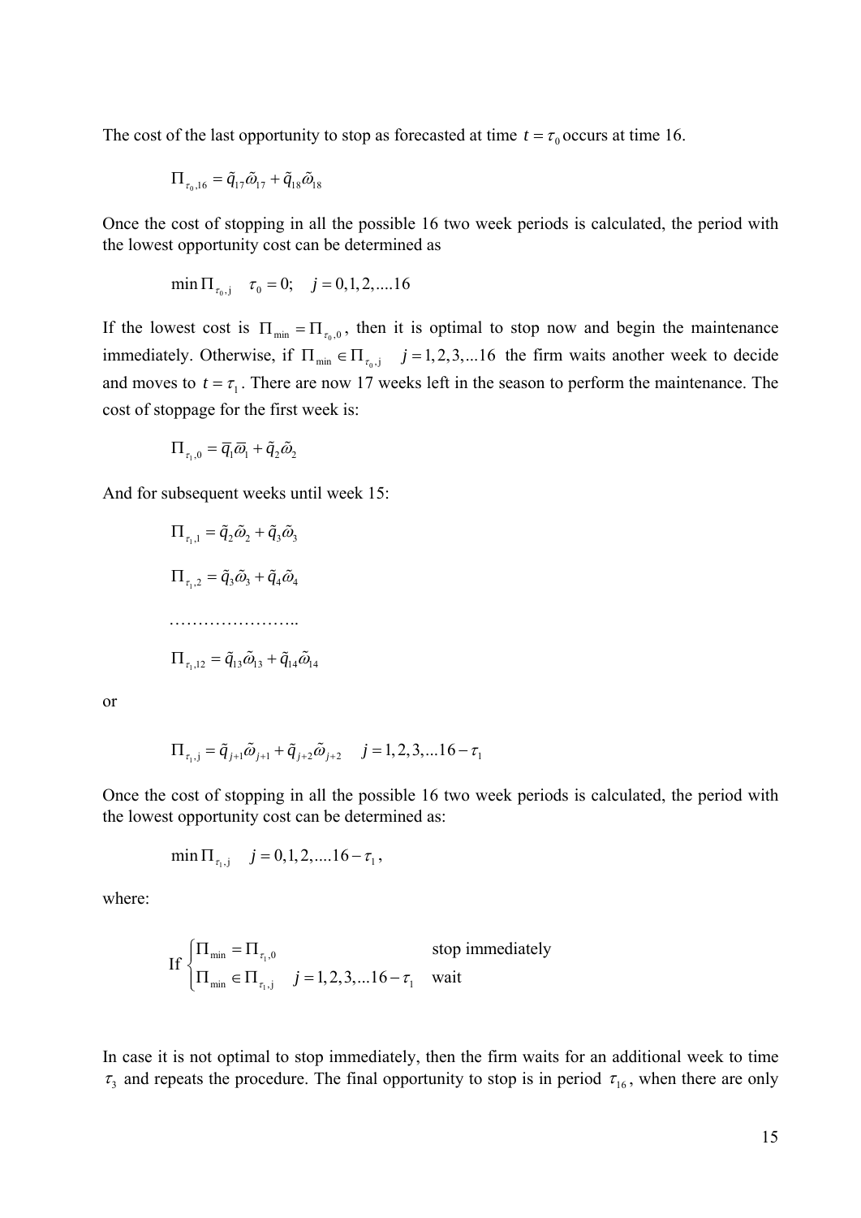The cost of the last opportunity to stop as forecasted at time $t = \tau_0$ occurs at time 16.

$$\Pi_{\tau_0,16} = \tilde{q}_{17}\tilde{\omega}_{17} + \tilde{q}_{18}\tilde{\omega}_{18}$$

Once the cost of stopping in all the possible 16 two week periods is calculated, the period with the lowest opportunity cost can be determined as

$$\min \Pi_{\tau_0,\mathrm{j}} \quad \tau_0 = 0; \quad j = 0,1,2,....16$$

If the lowest cost is $\Pi_{\min} = \Pi_{\tau_0,0}$, then it is optimal to stop now and begin the maintenance immediately. Otherwise, if $\Pi_{\min} \in \Pi_{\tau_0,\mathrm{j}} \quad j = 1,2,3,...16$ the firm waits another week to decide and moves to $t = \tau_1$. There are now 17 weeks left in the season to perform the maintenance. The cost of stoppage for the first week is:

$$\Pi_{\tau_1,0} = \overline{q}_1\overline{\omega}_1 + \tilde{q}_2\tilde{\omega}_2$$

And for subsequent weeks until week 15:

$$\Pi_{\tau_1,1} = \tilde{q}_2\tilde{\omega}_2 + \tilde{q}_3\tilde{\omega}_3$$

$$\Pi_{\tau_1,2} = \tilde{q}_3\tilde{\omega}_3 + \tilde{q}_4\tilde{\omega}_4$$

……………………..

$$\Pi_{\tau_1,12} = \tilde{q}_{13}\tilde{\omega}_{13} + \tilde{q}_{14}\tilde{\omega}_{14}$$

or

$$\Pi_{\tau_1,\mathrm{j}} = \tilde{q}_{j+1}\tilde{\omega}_{j+1} + \tilde{q}_{j+2}\tilde{\omega}_{j+2} \quad j = 1,2,3,...16 - \tau_1$$

Once the cost of stopping in all the possible 16 two week periods is calculated, the period with the lowest opportunity cost can be determined as:

$$\min \Pi_{\tau_1,\mathrm{j}} \quad j = 0,1,2,....16 - \tau_1,$$

where:

$$\text{If } \begin{cases} \Pi_{\min} = \Pi_{\tau_1,0} & \text{stop immediately} \\ \Pi_{\min} \in \Pi_{\tau_1,\mathrm{j}} \quad j = 1,2,3,...16 - \tau_1 & \text{wait} \end{cases}$$

In case it is not optimal to stop immediately, then the firm waits for an additional week to time $\tau_3$ and repeats the procedure. The final opportunity to stop is in period $\tau_{16}$, when there are only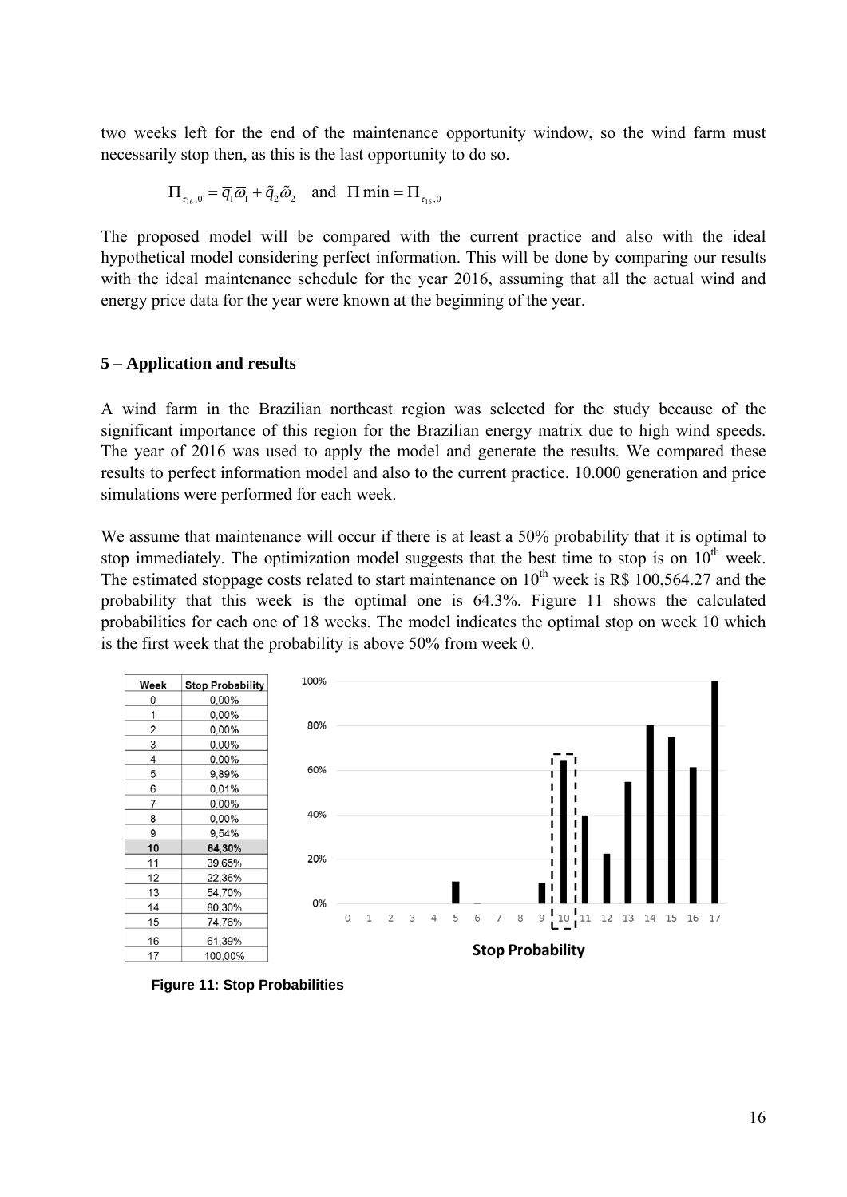two weeks left for the end of the maintenance opportunity window, so the wind farm must necessarily stop then, as this is the last opportunity to do so.

$$\Pi_{\tau_{16},0} = \bar{q}_1 \bar{\omega}_1 + \tilde{q}_2 \tilde{\omega}_2 \quad \text{and} \quad \Pi \min = \Pi_{\tau_{16},0}$$

The proposed model will be compared with the current practice and also with the ideal hypothetical model considering perfect information. This will be done by comparing our results with the ideal maintenance schedule for the year 2016, assuming that all the actual wind and energy price data for the year were known at the beginning of the year.

## 5 – Application and results

A wind farm in the Brazilian northeast region was selected for the study because of the significant importance of this region for the Brazilian energy matrix due to high wind speeds. The year of 2016 was used to apply the model and generate the results. We compared these results to perfect information model and also to the current practice. 10.000 generation and price simulations were performed for each week.

We assume that maintenance will occur if there is at least a 50% probability that it is optimal to stop immediately. The optimization model suggests that the best time to stop is on 10th week. The estimated stoppage costs related to start maintenance on 10th week is R$ 100,564.27 and the probability that this week is the optimal one is 64.3%. Figure 11 shows the calculated probabilities for each one of 18 weeks. The model indicates the optimal stop on week 10 which is the first week that the probability is above 50% from week 0.

| Week | Stop Probability |
|---|---|
| 0 | 0,00% |
| 1 | 0,00% |
| 2 | 0,00% |
| 3 | 0,00% |
| 4 | 0,00% |
| 5 | 9,89% |
| 6 | 0,01% |
| 7 | 0,00% |
| 8 | 0,00% |
| 9 | 9,54% |
| **10** | **64,30%** |
| 11 | 39,65% |
| 12 | 22,36% |
| 13 | 54,70% |
| 14 | 80,30% |
| 15 | 74,76% |
| 16 | 61,39% |
| 17 | 100,00% |

**Figure 11: Stop Probabilities**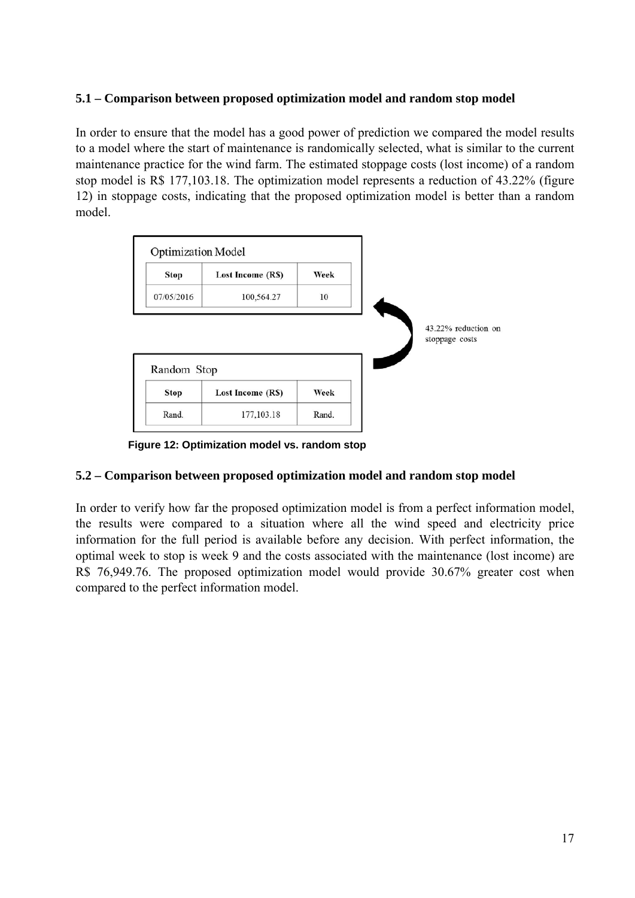### 5.1 – Comparison between proposed optimization model and random stop model

In order to ensure that the model has a good power of prediction we compared the model results to a model where the start of maintenance is randomically selected, what is similar to the current maintenance practice for the wind farm. The estimated stoppage costs (lost income) of a random stop model is R$ 177,103.18. The optimization model represents a reduction of 43.22% (figure 12) in stoppage costs, indicating that the proposed optimization model is better than a random model.

Optimization Model

| Stop | Lost Income (R$) | Week |
|---|---|---|
| 07/05/2016 | 100,564.27 | 10 |

43.22% reduction on stoppage costs

Random Stop

| Stop | Lost Income (R$) | Week |
|---|---|---|
| Rand. | 177,103.18 | Rand. |

**Figure 12: Optimization model vs. random stop**

### 5.2 – Comparison between proposed optimization model and random stop model

In order to verify how far the proposed optimization model is from a perfect information model, the results were compared to a situation where all the wind speed and electricity price information for the full period is available before any decision. With perfect information, the optimal week to stop is week 9 and the costs associated with the maintenance (lost income) are R$ 76,949.76. The proposed optimization model would provide 30.67% greater cost when compared to the perfect information model.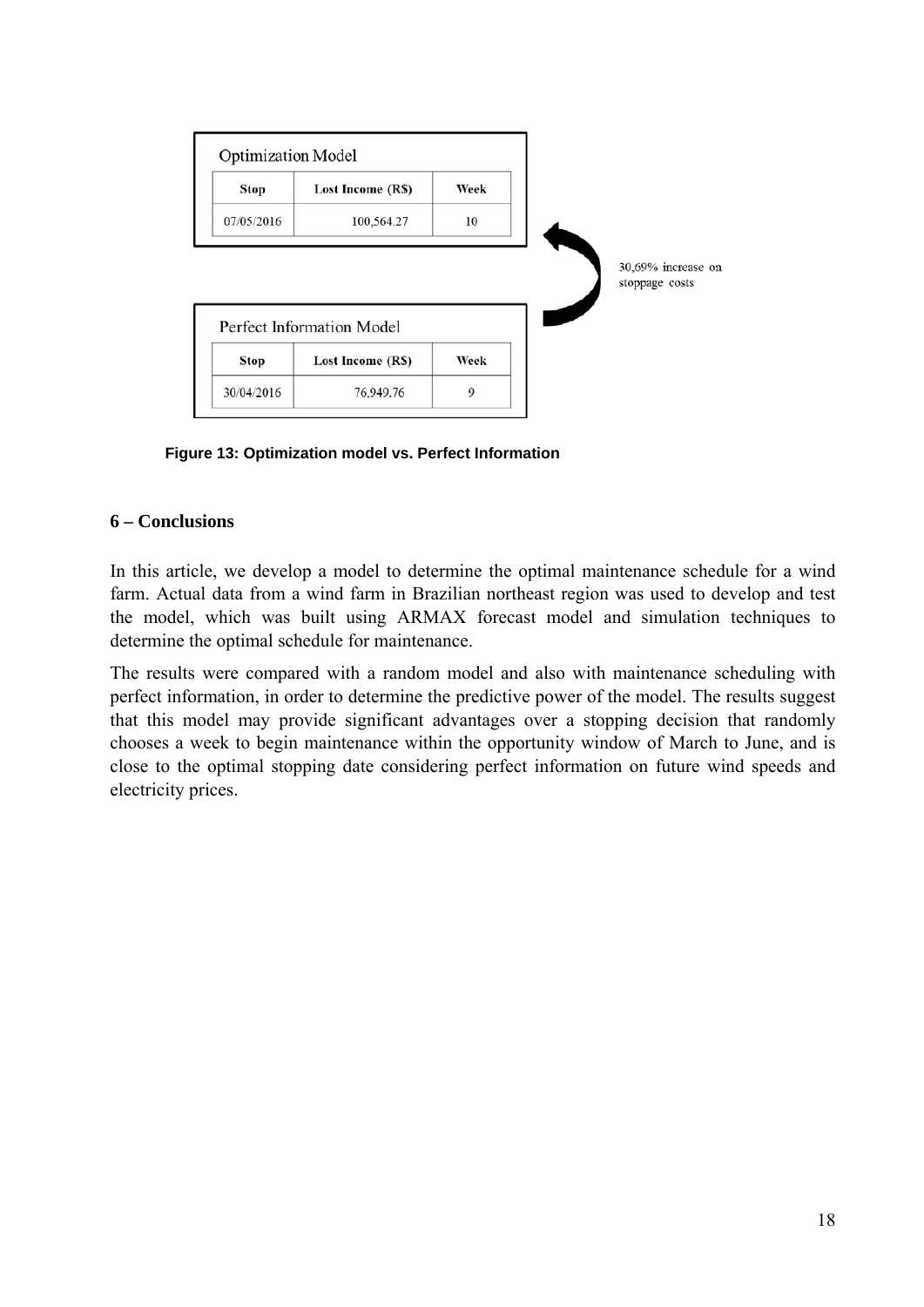Optimization Model

| Stop | Lost Income (R$) | Week |
| --- | --- | --- |
| 07/05/2016 | 100,564.27 | 10 |

30,69% increase on stoppage costs

Perfect Information Model

| Stop | Lost Income (R$) | Week |
| --- | --- | --- |
| 30/04/2016 | 76,949.76 | 9 |

**Figure 13: Optimization model vs. Perfect Information**

## 6 – Conclusions

In this article, we develop a model to determine the optimal maintenance schedule for a wind farm. Actual data from a wind farm in Brazilian northeast region was used to develop and test the model, which was built using ARMAX forecast model and simulation techniques to determine the optimal schedule for maintenance.

The results were compared with a random model and also with maintenance scheduling with perfect information, in order to determine the predictive power of the model. The results suggest that this model may provide significant advantages over a stopping decision that randomly chooses a week to begin maintenance within the opportunity window of March to June, and is close to the optimal stopping date considering perfect information on future wind speeds and electricity prices.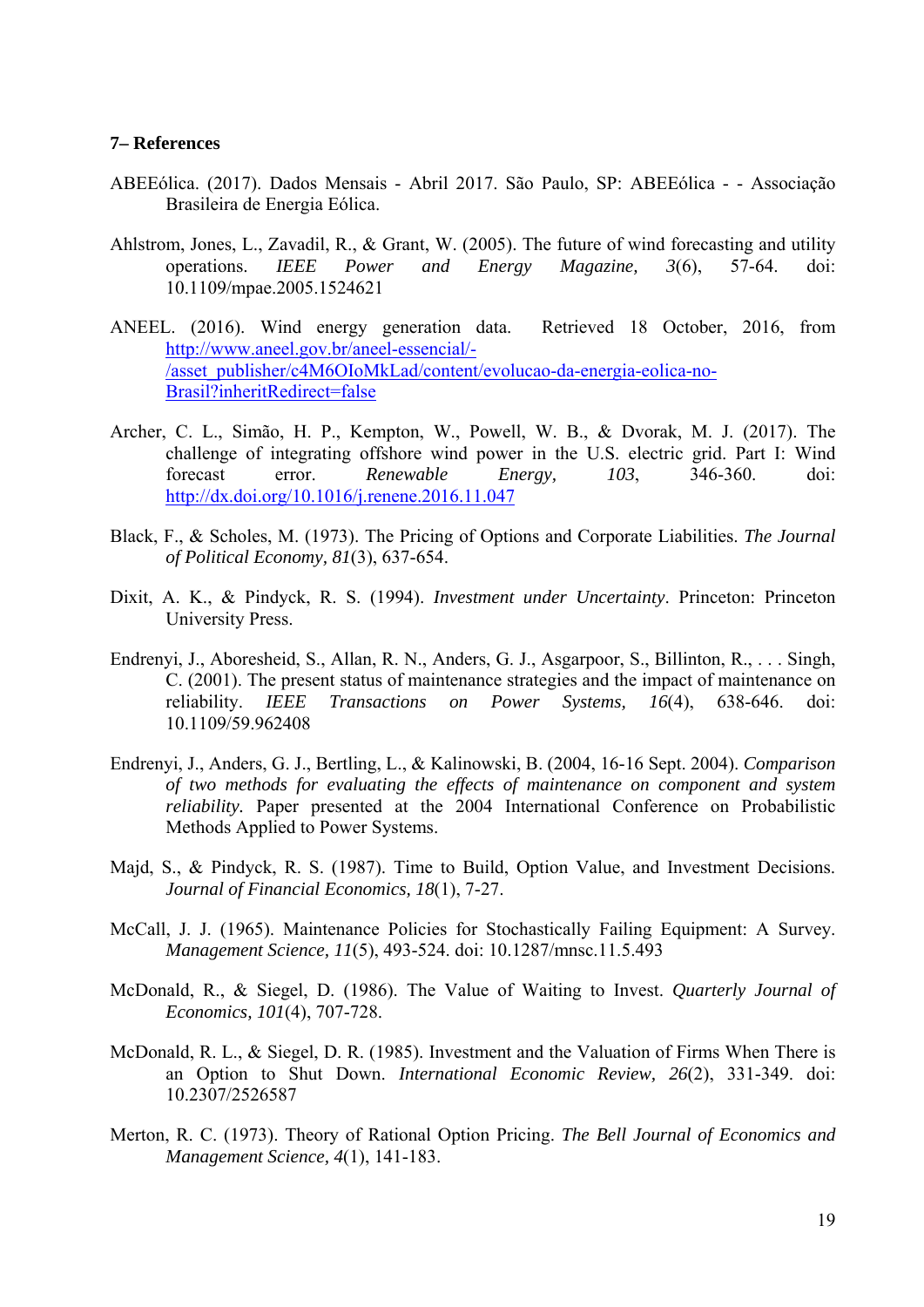#### 7– References

ABEEólica. (2017). Dados Mensais - Abril 2017. São Paulo, SP: ABEEólica - - Associação Brasileira de Energia Eólica.

Ahlstrom, Jones, L., Zavadil, R., & Grant, W. (2005). The future of wind forecasting and utility operations. *IEEE Power and Energy Magazine, 3*(6), 57-64. doi: 10.1109/mpae.2005.1524621

ANEEL. (2016). Wind energy generation data. Retrieved 18 October, 2016, from http://www.aneel.gov.br/aneel-essencial/-/asset_publisher/c4M6OIoMkLad/content/evolucao-da-energia-eolica-no-Brasil?inheritRedirect=false

Archer, C. L., Simão, H. P., Kempton, W., Powell, W. B., & Dvorak, M. J. (2017). The challenge of integrating offshore wind power in the U.S. electric grid. Part I: Wind forecast error. *Renewable Energy, 103*, 346-360. doi: http://dx.doi.org/10.1016/j.renene.2016.11.047

Black, F., & Scholes, M. (1973). The Pricing of Options and Corporate Liabilities. *The Journal of Political Economy, 81*(3), 637-654.

Dixit, A. K., & Pindyck, R. S. (1994). *Investment under Uncertainty*. Princeton: Princeton University Press.

Endrenyi, J., Aboresheid, S., Allan, R. N., Anders, G. J., Asgarpoor, S., Billinton, R., . . . Singh, C. (2001). The present status of maintenance strategies and the impact of maintenance on reliability. *IEEE Transactions on Power Systems, 16*(4), 638-646. doi: 10.1109/59.962408

Endrenyi, J., Anders, G. J., Bertling, L., & Kalinowski, B. (2004, 16-16 Sept. 2004). *Comparison of two methods for evaluating the effects of maintenance on component and system reliability.* Paper presented at the 2004 International Conference on Probabilistic Methods Applied to Power Systems.

Majd, S., & Pindyck, R. S. (1987). Time to Build, Option Value, and Investment Decisions. *Journal of Financial Economics, 18*(1), 7-27.

McCall, J. J. (1965). Maintenance Policies for Stochastically Failing Equipment: A Survey. *Management Science, 11*(5), 493-524. doi: 10.1287/mnsc.11.5.493

McDonald, R., & Siegel, D. (1986). The Value of Waiting to Invest. *Quarterly Journal of Economics, 101*(4), 707-728.

McDonald, R. L., & Siegel, D. R. (1985). Investment and the Valuation of Firms When There is an Option to Shut Down. *International Economic Review, 26*(2), 331-349. doi: 10.2307/2526587

Merton, R. C. (1973). Theory of Rational Option Pricing. *The Bell Journal of Economics and Management Science, 4*(1), 141-183.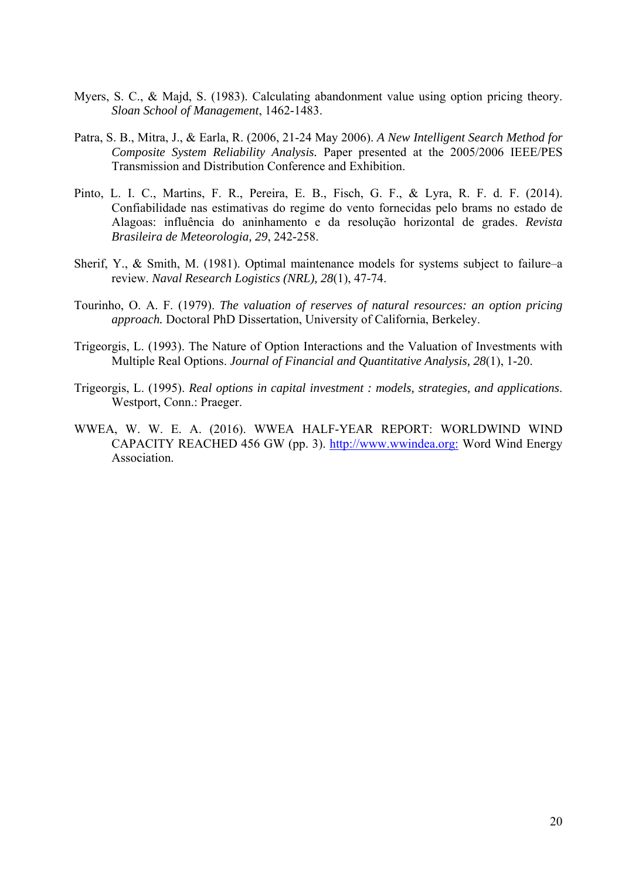Myers, S. C., & Majd, S. (1983). Calculating abandonment value using option pricing theory. *Sloan School of Management*, 1462-1483.

Patra, S. B., Mitra, J., & Earla, R. (2006, 21-24 May 2006). *A New Intelligent Search Method for Composite System Reliability Analysis.* Paper presented at the 2005/2006 IEEE/PES Transmission and Distribution Conference and Exhibition.

Pinto, L. I. C., Martins, F. R., Pereira, E. B., Fisch, G. F., & Lyra, R. F. d. F. (2014). Confiabilidade nas estimativas do regime do vento fornecidas pelo brams no estado de Alagoas: influência do aninhamento e da resolução horizontal de grades. *Revista Brasileira de Meteorologia, 29*, 242-258.

Sherif, Y., & Smith, M. (1981). Optimal maintenance models for systems subject to failure–a review. *Naval Research Logistics (NRL), 28*(1), 47-74.

Tourinho, O. A. F. (1979). *The valuation of reserves of natural resources: an option pricing approach.* Doctoral PhD Dissertation, University of California, Berkeley.

Trigeorgis, L. (1993). The Nature of Option Interactions and the Valuation of Investments with Multiple Real Options. *Journal of Financial and Quantitative Analysis, 28*(1), 1-20.

Trigeorgis, L. (1995). *Real options in capital investment : models, strategies, and applications*. Westport, Conn.: Praeger.

WWEA, W. W. E. A. (2016). WWEA HALF-YEAR REPORT: WORLDWIND WIND CAPACITY REACHED 456 GW (pp. 3). http://www.wwindea.org: Word Wind Energy Association.